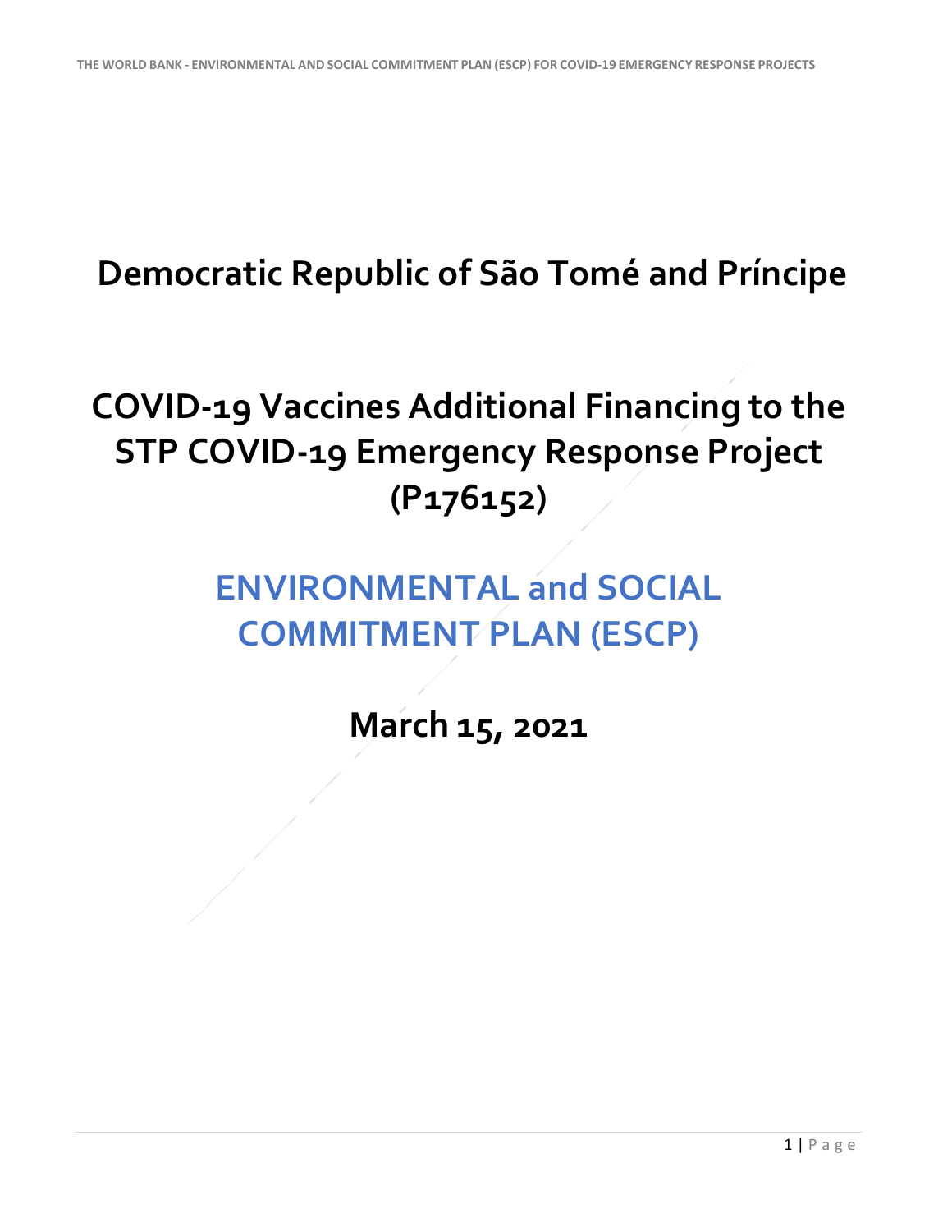# Democratic Republic of São Tomé and Príncipe

# COVID-19 Vaccines Additional Financing to the STP COVID-19 Emergency Response Project (P176152)

# ENVIRONMENTAL and SOCIAL COMMITMENT PLAN (ESCP)

## March 15, 2021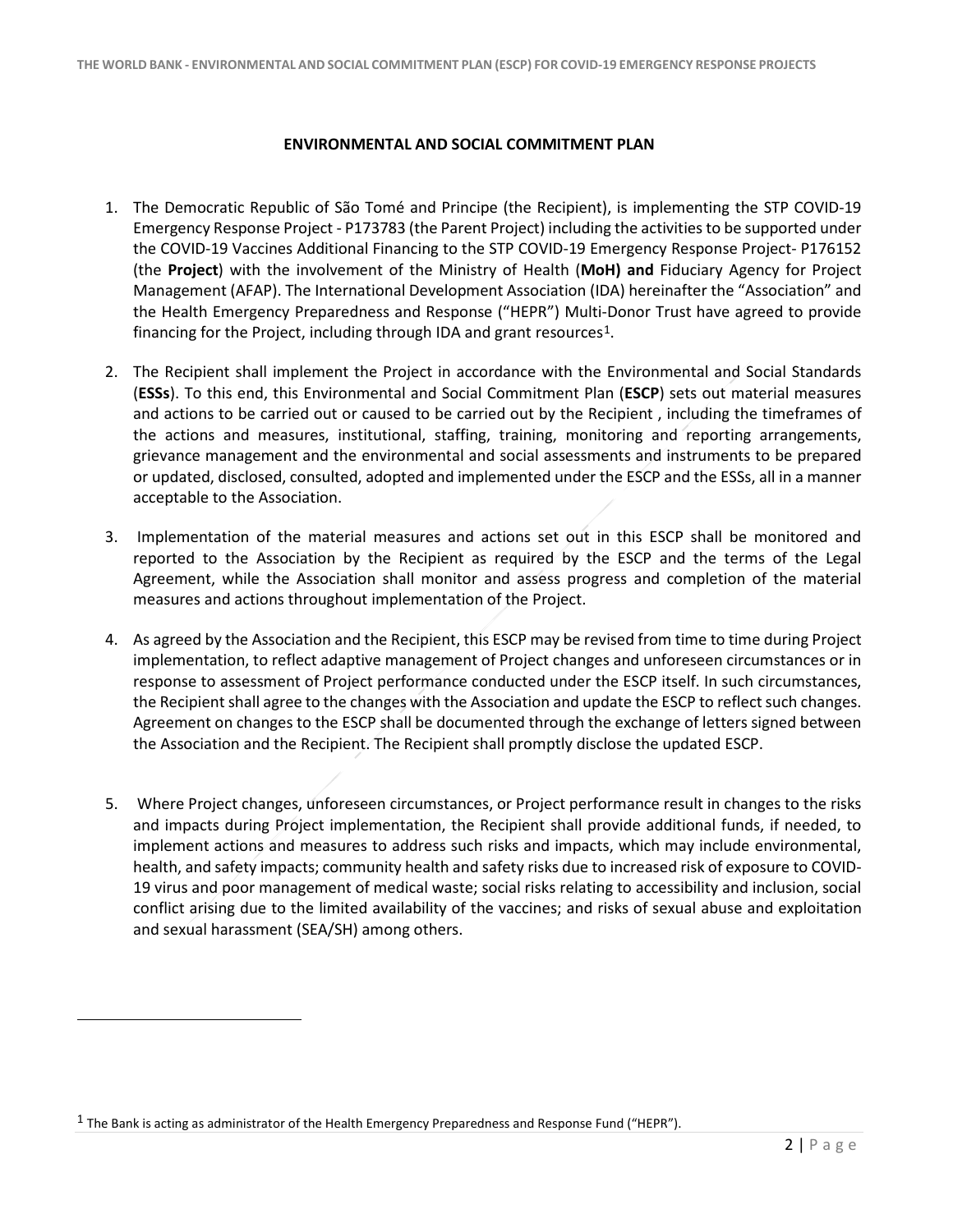## ENVIRONMENTAL AND SOCIAL COMMITMENT PLAN

1. The Democratic Republic of São Tomé and Principe (the Recipient), is implementing the STP COVID-19 Emergency Response Project - P173783 (the Parent Project) including the activities to be supported under the COVID-19 Vaccines Additional Financing to the STP COVID-19 Emergency Response Project- P176152 (the **Project**) with the involvement of the Ministry of Health (**MoH) and** Fiduciary Agency for Project Management (AFAP). The International Development Association (IDA) hereinafter the "Association" and the Health Emergency Preparedness and Response ("HEPR") Multi-Donor Trust have agreed to provide financing for the Project, including through IDA and grant resources[1].

2. The Recipient shall implement the Project in accordance with the Environmental and Social Standards (**ESSs**). To this end, this Environmental and Social Commitment Plan (**ESCP**) sets out material measures and actions to be carried out or caused to be carried out by the Recipient , including the timeframes of the actions and measures, institutional, staffing, training, monitoring and reporting arrangements, grievance management and the environmental and social assessments and instruments to be prepared or updated, disclosed, consulted, adopted and implemented under the ESCP and the ESSs, all in a manner acceptable to the Association.

3. Implementation of the material measures and actions set out in this ESCP shall be monitored and reported to the Association by the Recipient as required by the ESCP and the terms of the Legal Agreement, while the Association shall monitor and assess progress and completion of the material measures and actions throughout implementation of the Project.

4. As agreed by the Association and the Recipient, this ESCP may be revised from time to time during Project implementation, to reflect adaptive management of Project changes and unforeseen circumstances or in response to assessment of Project performance conducted under the ESCP itself. In such circumstances, the Recipient shall agree to the changes with the Association and update the ESCP to reflect such changes. Agreement on changes to the ESCP shall be documented through the exchange of letters signed between the Association and the Recipient. The Recipient shall promptly disclose the updated ESCP.

5. Where Project changes, unforeseen circumstances, or Project performance result in changes to the risks and impacts during Project implementation, the Recipient shall provide additional funds, if needed, to implement actions and measures to address such risks and impacts, which may include environmental, health, and safety impacts; community health and safety risks due to increased risk of exposure to COVID-19 virus and poor management of medical waste; social risks relating to accessibility and inclusion, social conflict arising due to the limited availability of the vaccines; and risks of sexual abuse and exploitation and sexual harassment (SEA/SH) among others.

[1] The Bank is acting as administrator of the Health Emergency Preparedness and Response Fund ("HEPR").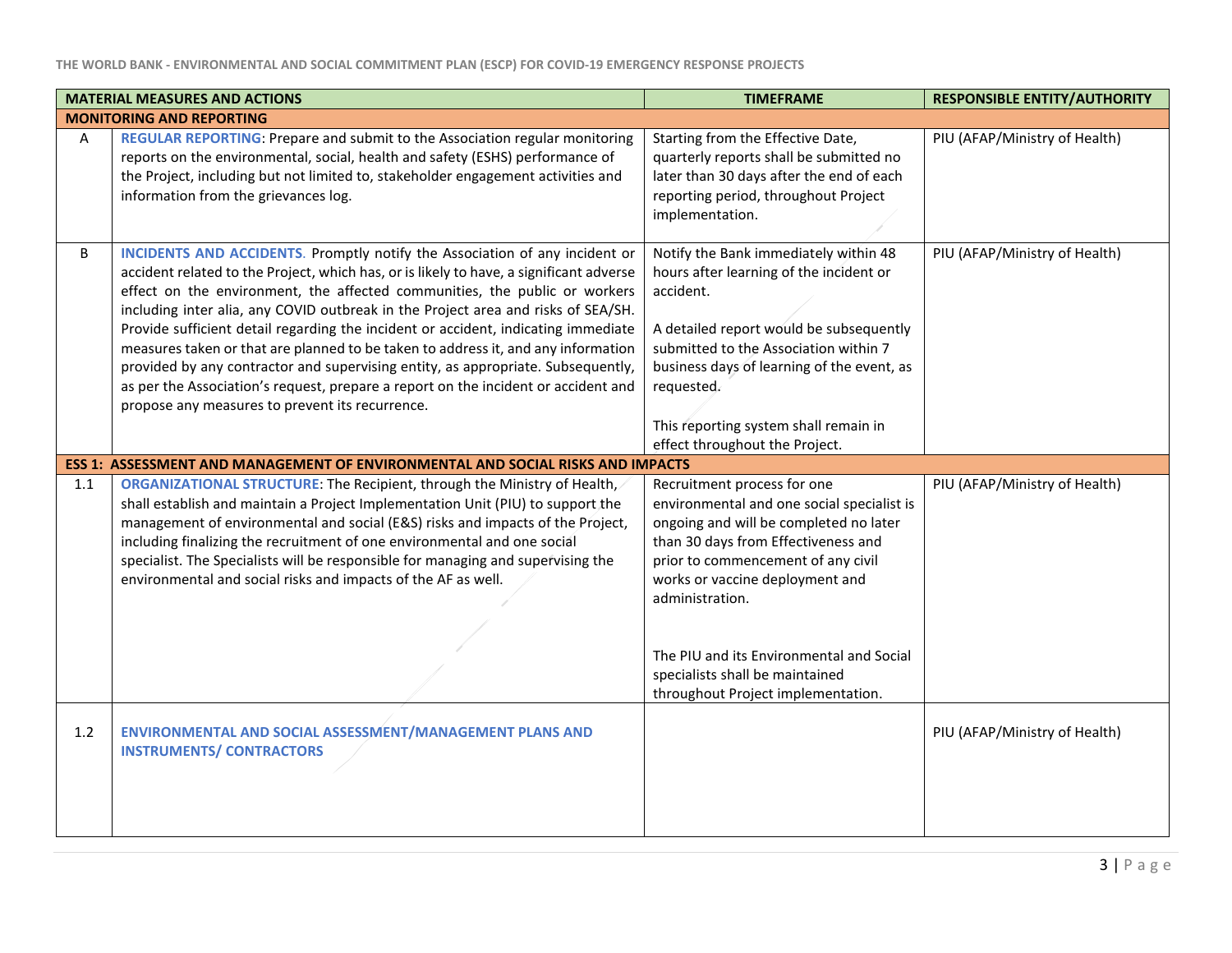| | MATERIAL MEASURES AND ACTIONS | TIMEFRAME | RESPONSIBLE ENTITY/AUTHORITY |
|---|---|---|---|
| **MONITORING AND REPORTING** | | | |
| A | **REGULAR REPORTING**: Prepare and submit to the Association regular monitoring reports on the environmental, social, health and safety (ESHS) performance of the Project, including but not limited to, stakeholder engagement activities and information from the grievances log. | Starting from the Effective Date, quarterly reports shall be submitted no later than 30 days after the end of each reporting period, throughout Project implementation. | PIU (AFAP/Ministry of Health) |
| B | **INCIDENTS AND ACCIDENTS**. Promptly notify the Association of any incident or accident related to the Project, which has, or is likely to have, a significant adverse effect on the environment, the affected communities, the public or workers including inter alia, any COVID outbreak in the Project area and risks of SEA/SH. Provide sufficient detail regarding the incident or accident, indicating immediate measures taken or that are planned to be taken to address it, and any information provided by any contractor and supervising entity, as appropriate. Subsequently, as per the Association's request, prepare a report on the incident or accident and propose any measures to prevent its recurrence. | Notify the Bank immediately within 48 hours after learning of the incident or accident.<br><br>A detailed report would be subsequently submitted to the Association within 7 business days of learning of the event, as requested.<br><br>This reporting system shall remain in effect throughout the Project. | PIU (AFAP/Ministry of Health) |
| **ESS 1: ASSESSMENT AND MANAGEMENT OF ENVIRONMENTAL AND SOCIAL RISKS AND IMPACTS** | | | |
| 1.1 | **ORGANIZATIONAL STRUCTURE**: The Recipient, through the Ministry of Health, shall establish and maintain a Project Implementation Unit (PIU) to support the management of environmental and social (E&S) risks and impacts of the Project, including finalizing the recruitment of one environmental and one social specialist. The Specialists will be responsible for managing and supervising the environmental and social risks and impacts of the AF as well. | Recruitment process for one environmental and one social specialist is ongoing and will be completed no later than 30 days from Effectiveness and prior to commencement of any civil works or vaccine deployment and administration.<br><br>The PIU and its Environmental and Social specialists shall be maintained throughout Project implementation. | PIU (AFAP/Ministry of Health) |
| 1.2 | **ENVIRONMENTAL AND SOCIAL ASSESSMENT/MANAGEMENT PLANS AND INSTRUMENTS/ CONTRACTORS** | | PIU (AFAP/Ministry of Health) |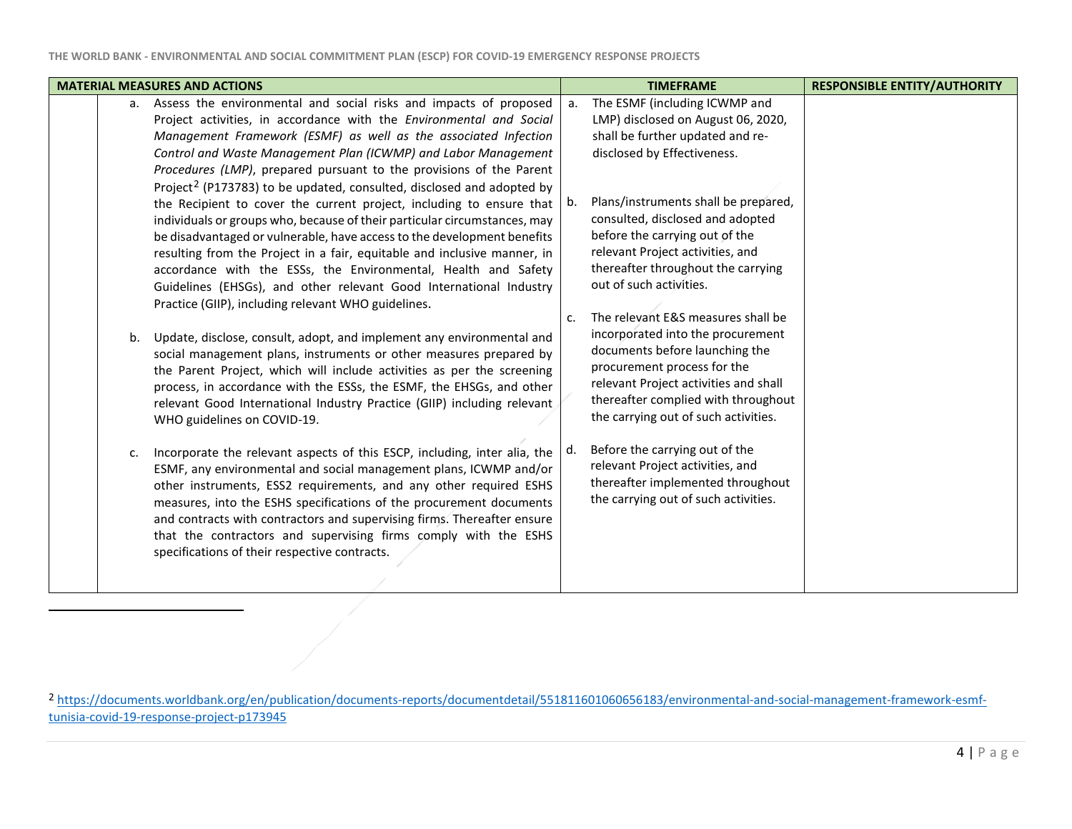| MATERIAL MEASURES AND ACTIONS | | TIMEFRAME | RESPONSIBLE ENTITY/AUTHORITY |
|---|---|---|---|
| | a. Assess the environmental and social risks and impacts of proposed Project activities, in accordance with the *Environmental and Social Management Framework (ESMF) as well as the associated Infection Control and Waste Management Plan (ICWMP) and Labor Management Procedures (LMP)*, prepared pursuant to the provisions of the Parent Project[2] (P173783) to be updated, consulted, disclosed and adopted by the Recipient to cover the current project, including to ensure that individuals or groups who, because of their particular circumstances, may be disadvantaged or vulnerable, have access to the development benefits resulting from the Project in a fair, equitable and inclusive manner, in accordance with the ESSs, the Environmental, Health and Safety Guidelines (EHSGs), and other relevant Good International Industry Practice (GIIP), including relevant WHO guidelines.<br><br>b. Update, disclose, consult, adopt, and implement any environmental and social management plans, instruments or other measures prepared by the Parent Project, which will include activities as per the screening process, in accordance with the ESSs, the ESMF, the EHSGs, and other relevant Good International Industry Practice (GIIP) including relevant WHO guidelines on COVID-19.<br><br>c. Incorporate the relevant aspects of this ESCP, including, inter alia, the ESMF, any environmental and social management plans, ICWMP and/or other instruments, ESS2 requirements, and any other required ESHS measures, into the ESHS specifications of the procurement documents and contracts with contractors and supervising firms. Thereafter ensure that the contractors and supervising firms comply with the ESHS specifications of their respective contracts. | a. The ESMF (including ICWMP and LMP) disclosed on August 06, 2020, shall be further updated and re-disclosed by Effectiveness.<br><br>b. Plans/instruments shall be prepared, consulted, disclosed and adopted before the carrying out of the relevant Project activities, and thereafter throughout the carrying out of such activities.<br><br>c. The relevant E&S measures shall be incorporated into the procurement documents before launching the procurement process for the relevant Project activities and shall thereafter complied with throughout the carrying out of such activities.<br><br>d. Before the carrying out of the relevant Project activities, and thereafter implemented throughout the carrying out of such activities. | |

[2] https://documents.worldbank.org/en/publication/documents-reports/documentdetail/551811601060656183/environmental-and-social-management-framework-esmf-tunisia-covid-19-response-project-p173945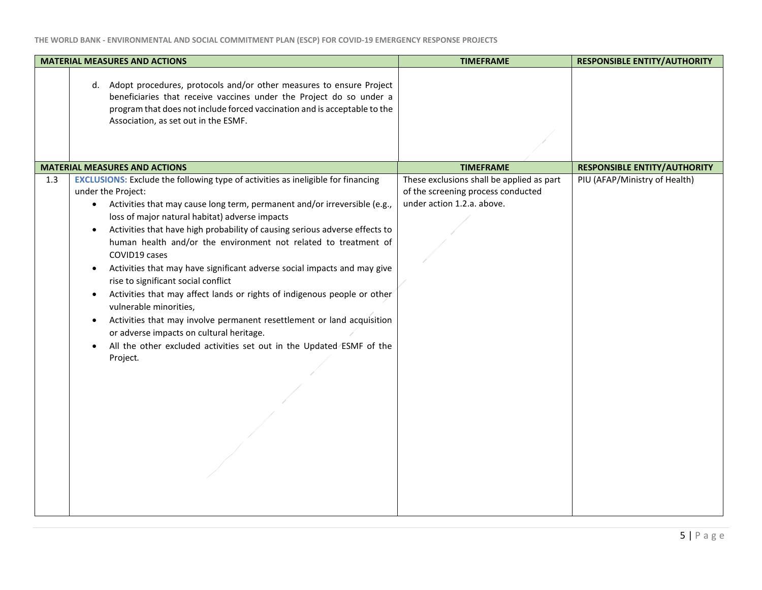| MATERIAL MEASURES AND ACTIONS | | TIMEFRAME | RESPONSIBLE ENTITY/AUTHORITY |
|---|---|---|---|
| | d. Adopt procedures, protocols and/or other measures to ensure Project beneficiaries that receive vaccines under the Project do so under a program that does not include forced vaccination and is acceptable to the Association, as set out in the ESMF. | | |

| MATERIAL MEASURES AND ACTIONS | | TIMEFRAME | RESPONSIBLE ENTITY/AUTHORITY |
|---|---|---|---|
| 1.3 | **EXCLUSIONS:** Exclude the following type of activities as ineligible for financing under the Project:<br>• Activities that may cause long term, permanent and/or irreversible (e.g., loss of major natural habitat) adverse impacts<br>• Activities that have high probability of causing serious adverse effects to human health and/or the environment not related to treatment of COVID19 cases<br>• Activities that may have significant adverse social impacts and may give rise to significant social conflict<br>• Activities that may affect lands or rights of indigenous people or other vulnerable minorities,<br>• Activities that may involve permanent resettlement or land acquisition or adverse impacts on cultural heritage.<br>• All the other excluded activities set out in the Updated ESMF of the Project. | These exclusions shall be applied as part of the screening process conducted under action 1.2.a. above. | PIU (AFAP/Ministry of Health) |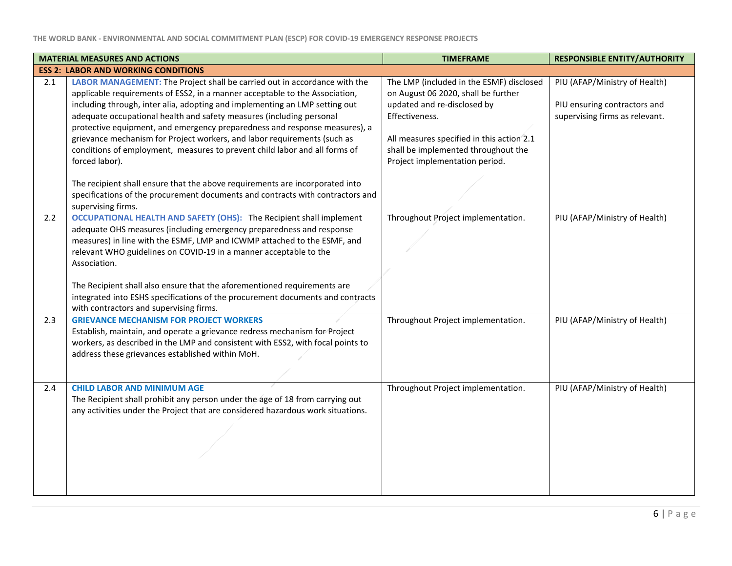| | MATERIAL MEASURES AND ACTIONS | TIMEFRAME | RESPONSIBLE ENTITY/AUTHORITY |
|---|---|---|---|
| **ESS 2: LABOR AND WORKING CONDITIONS** | | | |
| 2.1 | **LABOR MANAGEMENT:** The Project shall be carried out in accordance with the applicable requirements of ESS2, in a manner acceptable to the Association, including through, inter alia, adopting and implementing an LMP setting out adequate occupational health and safety measures (including personal protective equipment, and emergency preparedness and response measures), a grievance mechanism for Project workers, and labor requirements (such as conditions of employment, measures to prevent child labor and all forms of forced labor).<br><br>The recipient shall ensure that the above requirements are incorporated into specifications of the procurement documents and contracts with contractors and supervising firms. | The LMP (included in the ESMF) disclosed on August 06 2020, shall be further updated and re-disclosed by Effectiveness.<br><br>All measures specified in this action 2.1 shall be implemented throughout the Project implementation period. | PIU (AFAP/Ministry of Health)<br><br>PIU ensuring contractors and supervising firms as relevant. |
| 2.2 | **OCCUPATIONAL HEALTH AND SAFETY (OHS):** The Recipient shall implement adequate OHS measures (including emergency preparedness and response measures) in line with the ESMF, LMP and ICWMP attached to the ESMF, and relevant WHO guidelines on COVID-19 in a manner acceptable to the Association.<br><br>The Recipient shall also ensure that the aforementioned requirements are integrated into ESHS specifications of the procurement documents and contracts with contractors and supervising firms. | Throughout Project implementation. | PIU (AFAP/Ministry of Health) |
| 2.3 | **GRIEVANCE MECHANISM FOR PROJECT WORKERS**<br>Establish, maintain, and operate a grievance redress mechanism for Project workers, as described in the LMP and consistent with ESS2, with focal points to address these grievances established within MoH. | Throughout Project implementation. | PIU (AFAP/Ministry of Health) |
| 2.4 | **CHILD LABOR AND MINIMUM AGE**<br>The Recipient shall prohibit any person under the age of 18 from carrying out any activities under the Project that are considered hazardous work situations. | Throughout Project implementation. | PIU (AFAP/Ministry of Health) |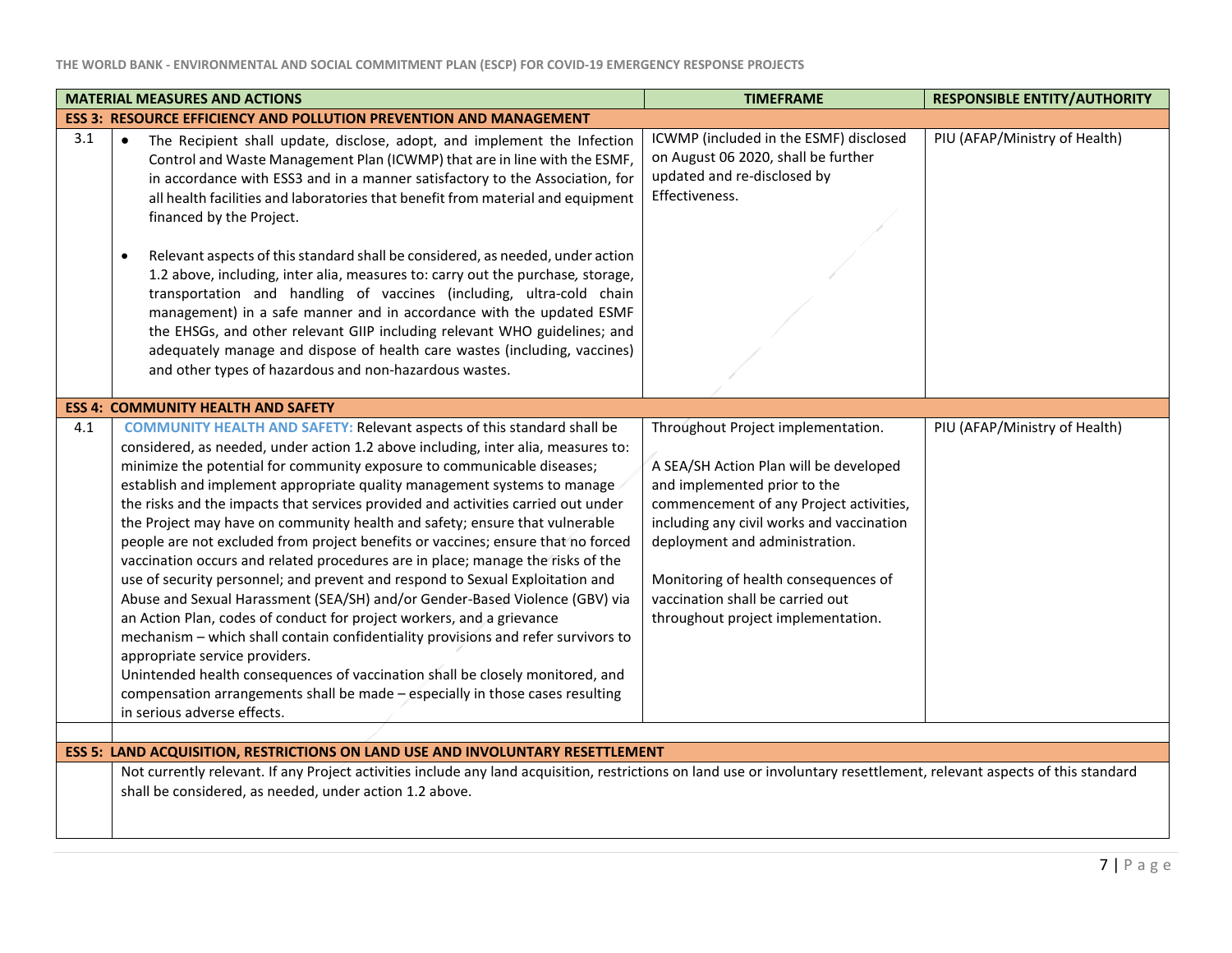| | MATERIAL MEASURES AND ACTIONS | TIMEFRAME | RESPONSIBLE ENTITY/AUTHORITY |
|---|---|---|---|
| **ESS 3: RESOURCE EFFICIENCY AND POLLUTION PREVENTION AND MANAGEMENT** | | | |
| 3.1 | • The Recipient shall update, disclose, adopt, and implement the Infection Control and Waste Management Plan (ICWMP) that are in line with the ESMF, in accordance with ESS3 and in a manner satisfactory to the Association, for all health facilities and laboratories that benefit from material and equipment financed by the Project.<br><br>• Relevant aspects of this standard shall be considered, as needed, under action 1.2 above, including, inter alia, measures to: carry out the purchase, storage, transportation and handling of vaccines (including, ultra-cold chain management) in a safe manner and in accordance with the updated ESMF the EHSGs, and other relevant GIIP including relevant WHO guidelines; and adequately manage and dispose of health care wastes (including, vaccines) and other types of hazardous and non-hazardous wastes. | ICWMP (included in the ESMF) disclosed on August 06 2020, shall be further updated and re-disclosed by Effectiveness. | PIU (AFAP/Ministry of Health) |
| **ESS 4: COMMUNITY HEALTH AND SAFETY** | | | |
| 4.1 | **COMMUNITY HEALTH AND SAFETY:** Relevant aspects of this standard shall be considered, as needed, under action 1.2 above including, inter alia, measures to: minimize the potential for community exposure to communicable diseases; establish and implement appropriate quality management systems to manage the risks and the impacts that services provided and activities carried out under the Project may have on community health and safety; ensure that vulnerable people are not excluded from project benefits or vaccines; ensure that no forced vaccination occurs and related procedures are in place; manage the risks of the use of security personnel; and prevent and respond to Sexual Exploitation and Abuse and Sexual Harassment (SEA/SH) and/or Gender-Based Violence (GBV) via an Action Plan, codes of conduct for project workers, and a grievance mechanism – which shall contain confidentiality provisions and refer survivors to appropriate service providers.<br>Unintended health consequences of vaccination shall be closely monitored, and compensation arrangements shall be made – especially in those cases resulting in serious adverse effects. | Throughout Project implementation.<br><br>A SEA/SH Action Plan will be developed and implemented prior to the commencement of any Project activities, including any civil works and vaccination deployment and administration.<br><br>Monitoring of health consequences of vaccination shall be carried out throughout project implementation. | PIU (AFAP/Ministry of Health) |
| | | | |
| **ESS 5: LAND ACQUISITION, RESTRICTIONS ON LAND USE AND INVOLUNTARY RESETTLEMENT** | | | |
| | Not currently relevant. If any Project activities include any land acquisition, restrictions on land use or involuntary resettlement, relevant aspects of this standard shall be considered, as needed, under action 1.2 above. | | |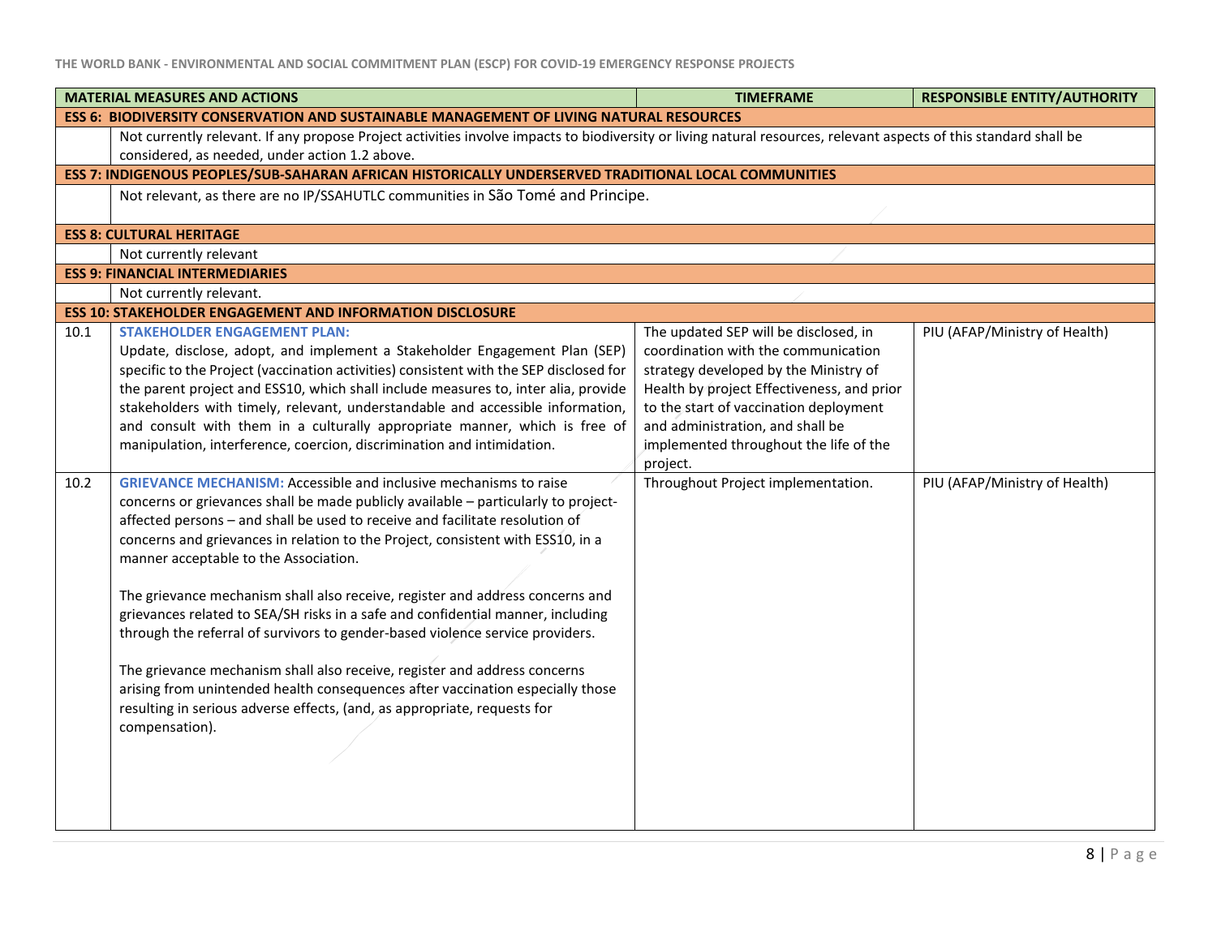| MATERIAL MEASURES AND ACTIONS | | TIMEFRAME | RESPONSIBLE ENTITY/AUTHORITY |
|---|---|---|---|
| **ESS 6: BIODIVERSITY CONSERVATION AND SUSTAINABLE MANAGEMENT OF LIVING NATURAL RESOURCES** | | | |
| | Not currently relevant. If any propose Project activities involve impacts to biodiversity or living natural resources, relevant aspects of this standard shall be considered, as needed, under action 1.2 above. | | |
| **ESS 7: INDIGENOUS PEOPLES/SUB-SAHARAN AFRICAN HISTORICALLY UNDERSERVED TRADITIONAL LOCAL COMMUNITIES** | | | |
| | Not relevant, as there are no IP/SSAHUTLC communities in São Tomé and Principe. | | |
| **ESS 8: CULTURAL HERITAGE** | | | |
| | Not currently relevant | | |
| **ESS 9: FINANCIAL INTERMEDIARIES** | | | |
| | Not currently relevant. | | |
| **ESS 10: STAKEHOLDER ENGAGEMENT AND INFORMATION DISCLOSURE** | | | |
| 10.1 | **STAKEHOLDER ENGAGEMENT PLAN:** Update, disclose, adopt, and implement a Stakeholder Engagement Plan (SEP) specific to the Project (vaccination activities) consistent with the SEP disclosed for the parent project and ESS10, which shall include measures to, inter alia, provide stakeholders with timely, relevant, understandable and accessible information, and consult with them in a culturally appropriate manner, which is free of manipulation, interference, coercion, discrimination and intimidation. | The updated SEP will be disclosed, in coordination with the communication strategy developed by the Ministry of Health by project Effectiveness, and prior to the start of vaccination deployment and administration, and shall be implemented throughout the life of the project. | PIU (AFAP/Ministry of Health) |
| 10.2 | **GRIEVANCE MECHANISM:** Accessible and inclusive mechanisms to raise concerns or grievances shall be made publicly available – particularly to project-affected persons – and shall be used to receive and facilitate resolution of concerns and grievances in relation to the Project, consistent with ESS10, in a manner acceptable to the Association.<br><br>The grievance mechanism shall also receive, register and address concerns and grievances related to SEA/SH risks in a safe and confidential manner, including through the referral of survivors to gender-based violence service providers.<br><br>The grievance mechanism shall also receive, register and address concerns arising from unintended health consequences after vaccination especially those resulting in serious adverse effects, (and, as appropriate, requests for compensation). | Throughout Project implementation. | PIU (AFAP/Ministry of Health) |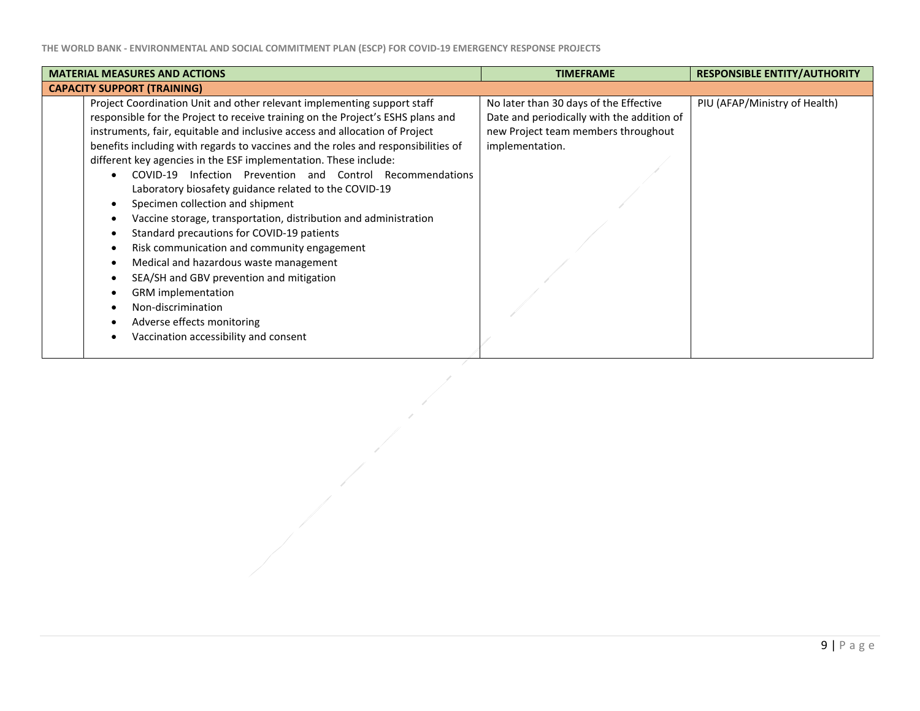| MATERIAL MEASURES AND ACTIONS | | TIMEFRAME | RESPONSIBLE ENTITY/AUTHORITY |
|---|---|---|---|
| **CAPACITY SUPPORT (TRAINING)** | | | |
| | Project Coordination Unit and other relevant implementing support staff responsible for the Project to receive training on the Project's ESHS plans and instruments, fair, equitable and inclusive access and allocation of Project benefits including with regards to vaccines and the roles and responsibilities of different key agencies in the ESF implementation. These include:<br>• COVID-19 Infection Prevention and Control Recommendations Laboratory biosafety guidance related to the COVID-19<br>• Specimen collection and shipment<br>• Vaccine storage, transportation, distribution and administration<br>• Standard precautions for COVID-19 patients<br>• Risk communication and community engagement<br>• Medical and hazardous waste management<br>• SEA/SH and GBV prevention and mitigation<br>• GRM implementation<br>• Non-discrimination<br>• Adverse effects monitoring<br>• Vaccination accessibility and consent | No later than 30 days of the Effective Date and periodically with the addition of new Project team members throughout implementation. | PIU (AFAP/Ministry of Health) |